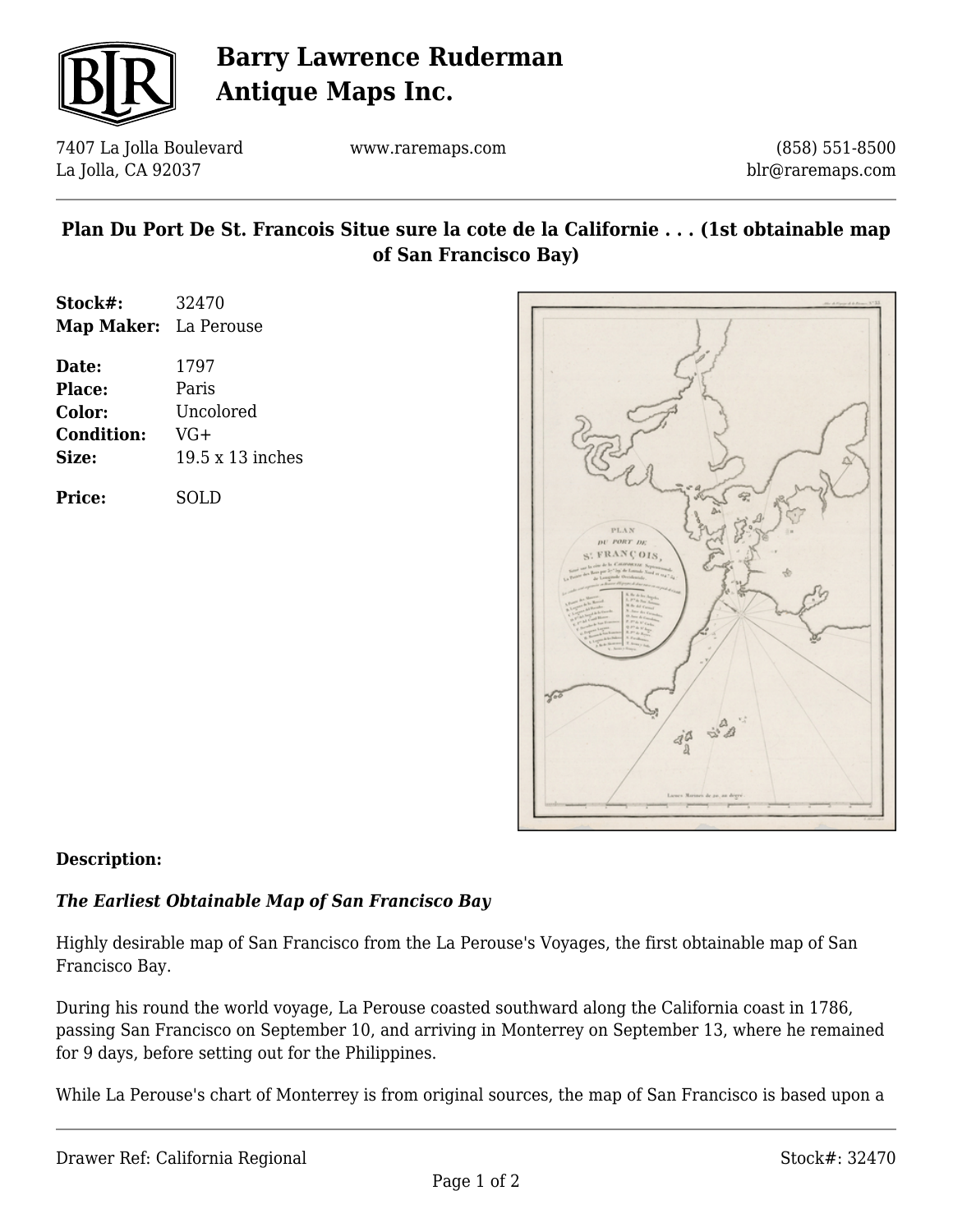# Barry Lawrence Ruderman Antique Maps Inc.

7407 La Jolla Boulevard
La Jolla, CA 92037

www.raremaps.com

(858) 551-8500
blr@raremaps.com

## Plan Du Port De St. Francois Situe sure la cote de la Californie . . . (1st obtainable map of San Francisco Bay)

**Stock#:** 32470
**Map Maker:** La Perouse

**Date:** 1797
**Place:** Paris
**Color:** Uncolored
**Condition:** VG+
**Size:** 19.5 x 13 inches

**Price:** SOLD

**Description:**

***The Earliest Obtainable Map of San Francisco Bay***

Highly desirable map of San Francisco from the La Perouse's Voyages, the first obtainable map of San Francisco Bay.

During his round the world voyage, La Perouse coasted southward along the California coast in 1786, passing San Francisco on September 10, and arriving in Monterrey on September 13, where he remained for 9 days, before setting out for the Philippines.

While La Perouse's chart of Monterrey is from original sources, the map of San Francisco is based upon a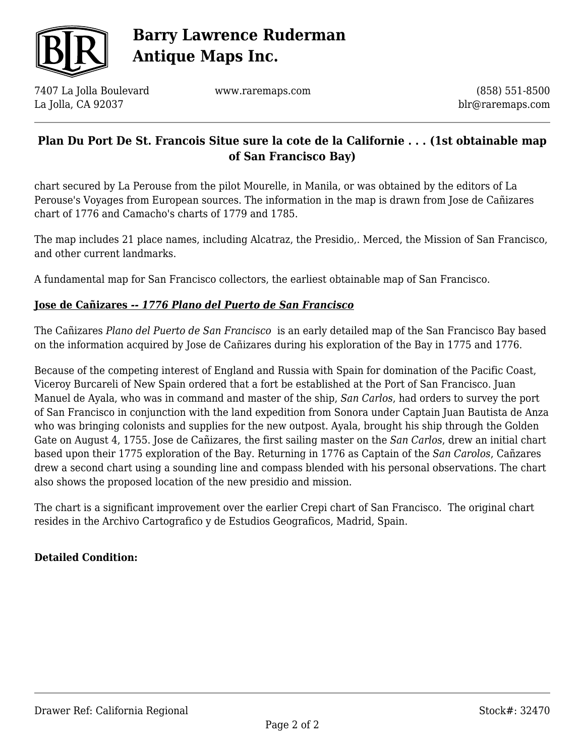**Plan Du Port De St. Francois Situe sure la cote de la Californie . . . (1st obtainable map of San Francisco Bay)**

chart secured by La Perouse from the pilot Mourelle, in Manila, or was obtained by the editors of La Perouse's Voyages from European sources. The information in the map is drawn from Jose de Cañizares chart of 1776 and Camacho's charts of 1779 and 1785.

The map includes 21 place names, including Alcatraz, the Presidio,. Merced, the Mission of San Francisco, and other current landmarks.

A fundamental map for San Francisco collectors, the earliest obtainable map of San Francisco.

**Jose de Cañizares -- *1776 Plano del Puerto de San Francisco***

The Cañizares *Plano del Puerto de San Francisco* is an early detailed map of the San Francisco Bay based on the information acquired by Jose de Cañizares during his exploration of the Bay in 1775 and 1776.

Because of the competing interest of England and Russia with Spain for domination of the Pacific Coast, Viceroy Burcareli of New Spain ordered that a fort be established at the Port of San Francisco. Juan Manuel de Ayala, who was in command and master of the ship, *San Carlos*, had orders to survey the port of San Francisco in conjunction with the land expedition from Sonora under Captain Juan Bautista de Anza who was bringing colonists and supplies for the new outpost. Ayala, brought his ship through the Golden Gate on August 4, 1755. Jose de Cañizares, the first sailing master on the *San Carlos*, drew an initial chart based upon their 1775 exploration of the Bay. Returning in 1776 as Captain of the *San Carolos*, Cañzares drew a second chart using a sounding line and compass blended with his personal observations. The chart also shows the proposed location of the new presidio and mission.

The chart is a significant improvement over the earlier Crepi chart of San Francisco. The original chart resides in the Archivo Cartografico y de Estudios Geograficos, Madrid, Spain.

**Detailed Condition:**

Drawer Ref: California Regional

Stock#: 32470